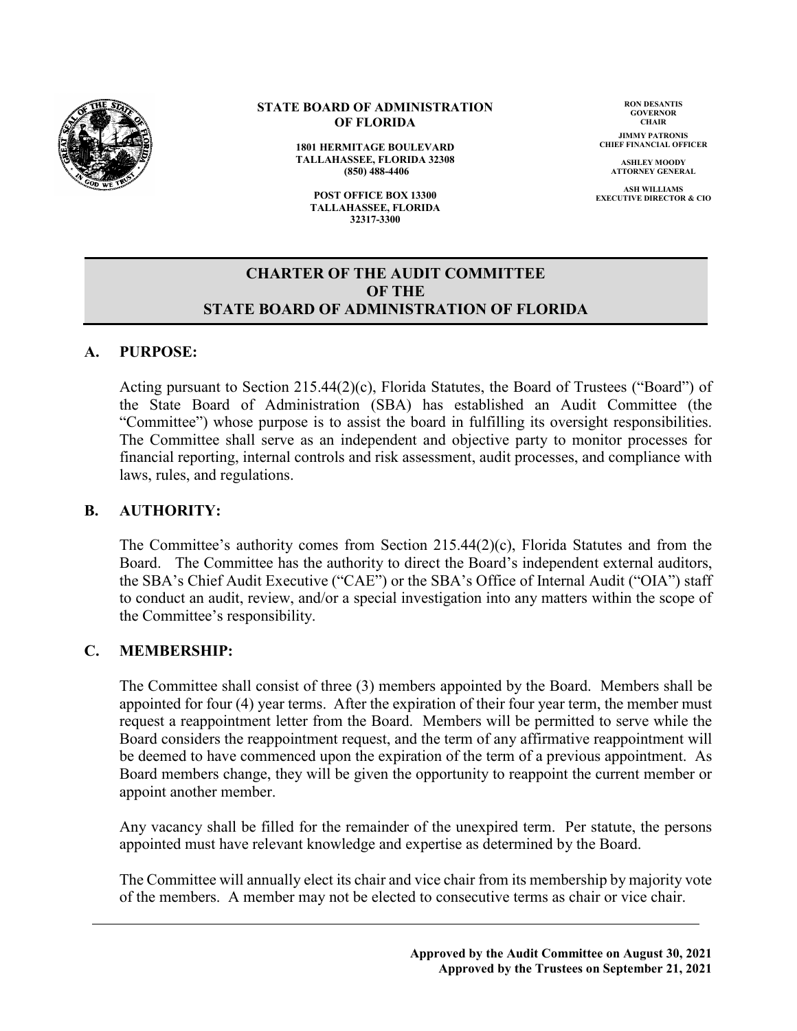**STATE BOARD OF ADMINISTRATION OF FLORIDA**

**1801 HERMITAGE BOULEVARD**
**TALLAHASSEE, FLORIDA 32308**
**(850) 488-4406**

**POST OFFICE BOX 13300**
**TALLAHASSEE, FLORIDA 32317-3300**

**RON DESANTIS**
**GOVERNOR**
**CHAIR**

**JIMMY PATRONIS**
**CHIEF FINANCIAL OFFICER**

**ASHLEY MOODY**
**ATTORNEY GENERAL**

**ASH WILLIAMS**
**EXECUTIVE DIRECTOR & CIO**

# CHARTER OF THE AUDIT COMMITTEE OF THE STATE BOARD OF ADMINISTRATION OF FLORIDA

## A. PURPOSE:

Acting pursuant to Section 215.44(2)(c), Florida Statutes, the Board of Trustees ("Board") of the State Board of Administration (SBA) has established an Audit Committee (the "Committee") whose purpose is to assist the board in fulfilling its oversight responsibilities. The Committee shall serve as an independent and objective party to monitor processes for financial reporting, internal controls and risk assessment, audit processes, and compliance with laws, rules, and regulations.

## B. AUTHORITY:

The Committee's authority comes from Section 215.44(2)(c), Florida Statutes and from the Board. The Committee has the authority to direct the Board's independent external auditors, the SBA's Chief Audit Executive ("CAE") or the SBA's Office of Internal Audit ("OIA") staff to conduct an audit, review, and/or a special investigation into any matters within the scope of the Committee's responsibility.

## C. MEMBERSHIP:

The Committee shall consist of three (3) members appointed by the Board. Members shall be appointed for four (4) year terms. After the expiration of their four year term, the member must request a reappointment letter from the Board. Members will be permitted to serve while the Board considers the reappointment request, and the term of any affirmative reappointment will be deemed to have commenced upon the expiration of the term of a previous appointment. As Board members change, they will be given the opportunity to reappoint the current member or appoint another member.

Any vacancy shall be filled for the remainder of the unexpired term. Per statute, the persons appointed must have relevant knowledge and expertise as determined by the Board.

The Committee will annually elect its chair and vice chair from its membership by majority vote of the members. A member may not be elected to consecutive terms as chair or vice chair.

**Approved by the Audit Committee on August 30, 2021**
**Approved by the Trustees on September 21, 2021**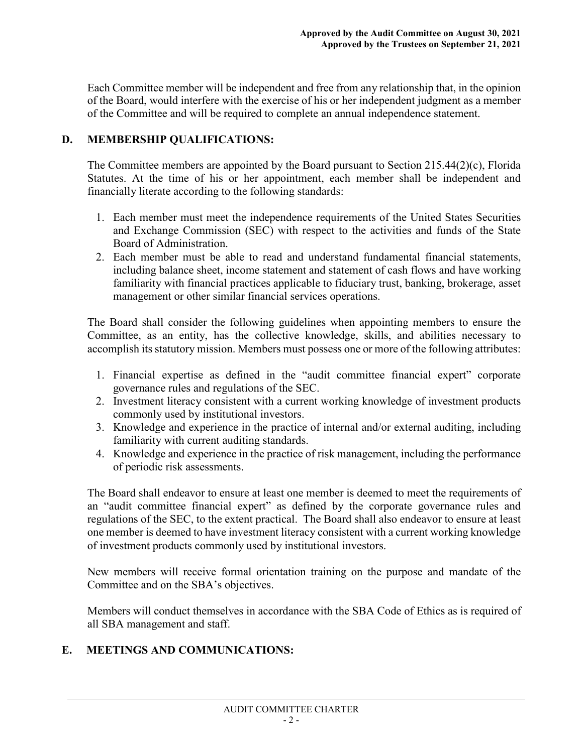Each Committee member will be independent and free from any relationship that, in the opinion of the Board, would interfere with the exercise of his or her independent judgment as a member of the Committee and will be required to complete an annual independence statement.

## D. MEMBERSHIP QUALIFICATIONS:

The Committee members are appointed by the Board pursuant to Section 215.44(2)(c), Florida Statutes. At the time of his or her appointment, each member shall be independent and financially literate according to the following standards:

1. Each member must meet the independence requirements of the United States Securities and Exchange Commission (SEC) with respect to the activities and funds of the State Board of Administration.
2. Each member must be able to read and understand fundamental financial statements, including balance sheet, income statement and statement of cash flows and have working familiarity with financial practices applicable to fiduciary trust, banking, brokerage, asset management or other similar financial services operations.

The Board shall consider the following guidelines when appointing members to ensure the Committee, as an entity, has the collective knowledge, skills, and abilities necessary to accomplish its statutory mission. Members must possess one or more of the following attributes:

1. Financial expertise as defined in the "audit committee financial expert" corporate governance rules and regulations of the SEC.
2. Investment literacy consistent with a current working knowledge of investment products commonly used by institutional investors.
3. Knowledge and experience in the practice of internal and/or external auditing, including familiarity with current auditing standards.
4. Knowledge and experience in the practice of risk management, including the performance of periodic risk assessments.

The Board shall endeavor to ensure at least one member is deemed to meet the requirements of an "audit committee financial expert" as defined by the corporate governance rules and regulations of the SEC, to the extent practical. The Board shall also endeavor to ensure at least one member is deemed to have investment literacy consistent with a current working knowledge of investment products commonly used by institutional investors.

New members will receive formal orientation training on the purpose and mandate of the Committee and on the SBA's objectives.

Members will conduct themselves in accordance with the SBA Code of Ethics as is required of all SBA management and staff.

## E. MEETINGS AND COMMUNICATIONS: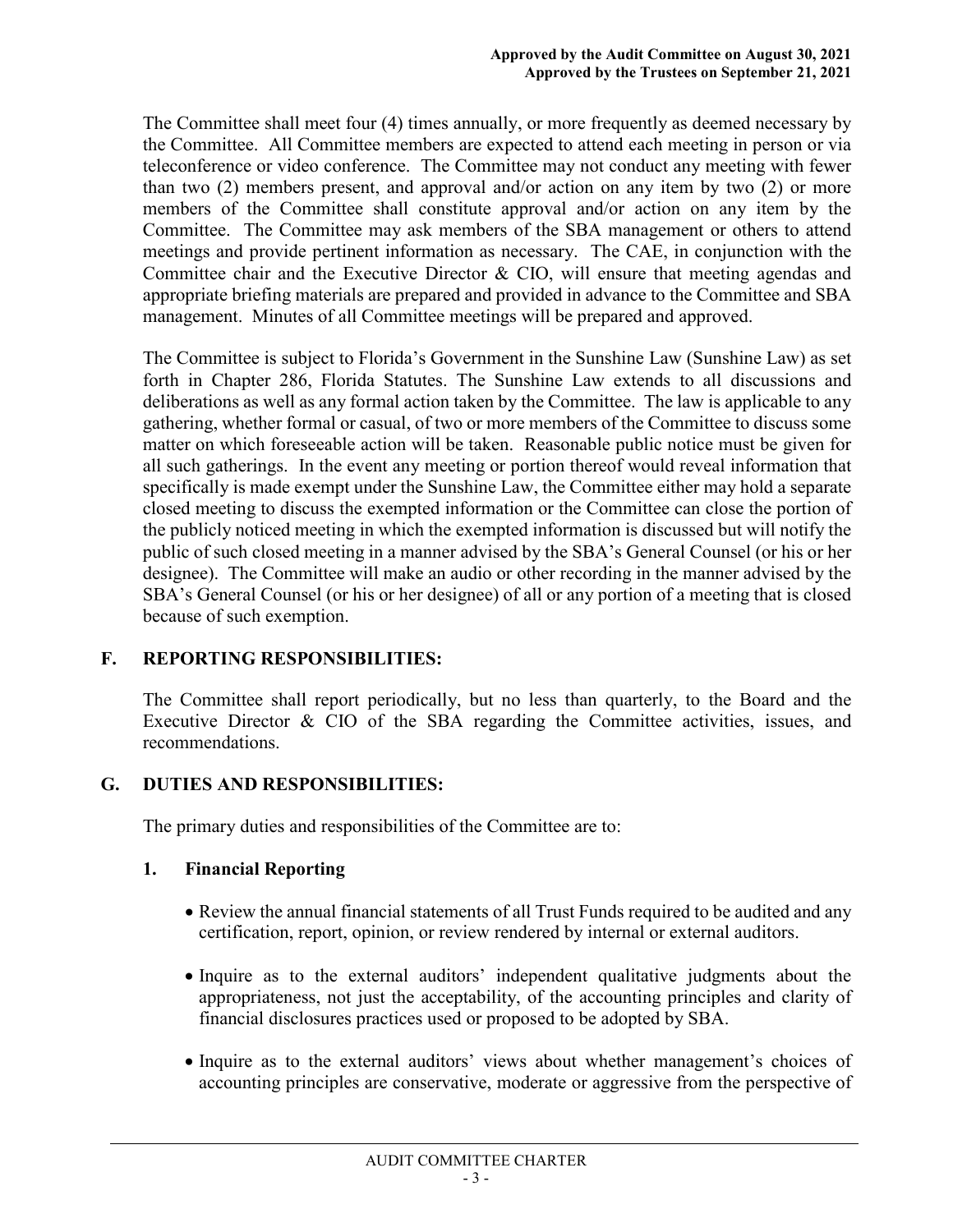The Committee shall meet four (4) times annually, or more frequently as deemed necessary by the Committee. All Committee members are expected to attend each meeting in person or via teleconference or video conference. The Committee may not conduct any meeting with fewer than two (2) members present, and approval and/or action on any item by two (2) or more members of the Committee shall constitute approval and/or action on any item by the Committee. The Committee may ask members of the SBA management or others to attend meetings and provide pertinent information as necessary. The CAE, in conjunction with the Committee chair and the Executive Director & CIO, will ensure that meeting agendas and appropriate briefing materials are prepared and provided in advance to the Committee and SBA management. Minutes of all Committee meetings will be prepared and approved.

The Committee is subject to Florida's Government in the Sunshine Law (Sunshine Law) as set forth in Chapter 286, Florida Statutes. The Sunshine Law extends to all discussions and deliberations as well as any formal action taken by the Committee. The law is applicable to any gathering, whether formal or casual, of two or more members of the Committee to discuss some matter on which foreseeable action will be taken. Reasonable public notice must be given for all such gatherings. In the event any meeting or portion thereof would reveal information that specifically is made exempt under the Sunshine Law, the Committee either may hold a separate closed meeting to discuss the exempted information or the Committee can close the portion of the publicly noticed meeting in which the exempted information is discussed but will notify the public of such closed meeting in a manner advised by the SBA's General Counsel (or his or her designee). The Committee will make an audio or other recording in the manner advised by the SBA's General Counsel (or his or her designee) of all or any portion of a meeting that is closed because of such exemption.

## F. REPORTING RESPONSIBILITIES:

The Committee shall report periodically, but no less than quarterly, to the Board and the Executive Director & CIO of the SBA regarding the Committee activities, issues, and recommendations.

## G. DUTIES AND RESPONSIBILITIES:

The primary duties and responsibilities of the Committee are to:

### 1. Financial Reporting

- Review the annual financial statements of all Trust Funds required to be audited and any certification, report, opinion, or review rendered by internal or external auditors.
- Inquire as to the external auditors' independent qualitative judgments about the appropriateness, not just the acceptability, of the accounting principles and clarity of financial disclosures practices used or proposed to be adopted by SBA.
- Inquire as to the external auditors' views about whether management's choices of accounting principles are conservative, moderate or aggressive from the perspective of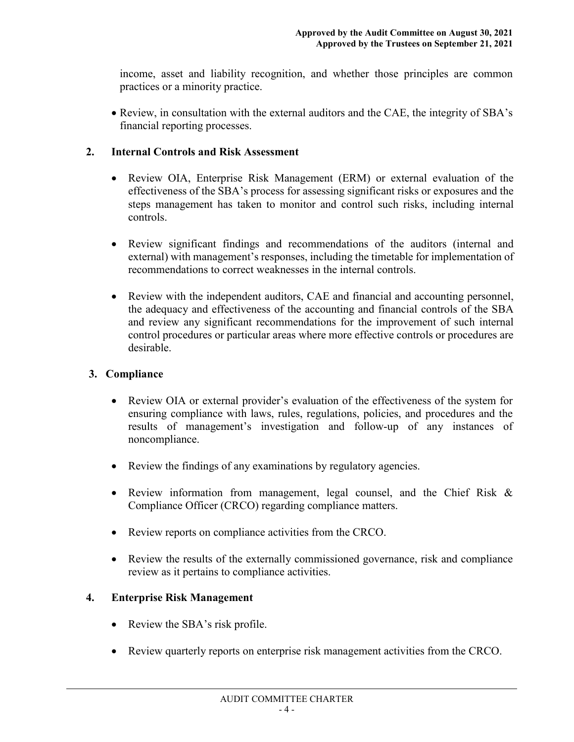income, asset and liability recognition, and whether those principles are common practices or a minority practice.

- Review, in consultation with the external auditors and the CAE, the integrity of SBA's financial reporting processes.

## 2. Internal Controls and Risk Assessment

- Review OIA, Enterprise Risk Management (ERM) or external evaluation of the effectiveness of the SBA's process for assessing significant risks or exposures and the steps management has taken to monitor and control such risks, including internal controls.
- Review significant findings and recommendations of the auditors (internal and external) with management's responses, including the timetable for implementation of recommendations to correct weaknesses in the internal controls.
- Review with the independent auditors, CAE and financial and accounting personnel, the adequacy and effectiveness of the accounting and financial controls of the SBA and review any significant recommendations for the improvement of such internal control procedures or particular areas where more effective controls or procedures are desirable.

## 3. Compliance

- Review OIA or external provider's evaluation of the effectiveness of the system for ensuring compliance with laws, rules, regulations, policies, and procedures and the results of management's investigation and follow-up of any instances of noncompliance.
- Review the findings of any examinations by regulatory agencies.
- Review information from management, legal counsel, and the Chief Risk & Compliance Officer (CRCO) regarding compliance matters.
- Review reports on compliance activities from the CRCO.
- Review the results of the externally commissioned governance, risk and compliance review as it pertains to compliance activities.

## 4. Enterprise Risk Management

- Review the SBA's risk profile.
- Review quarterly reports on enterprise risk management activities from the CRCO.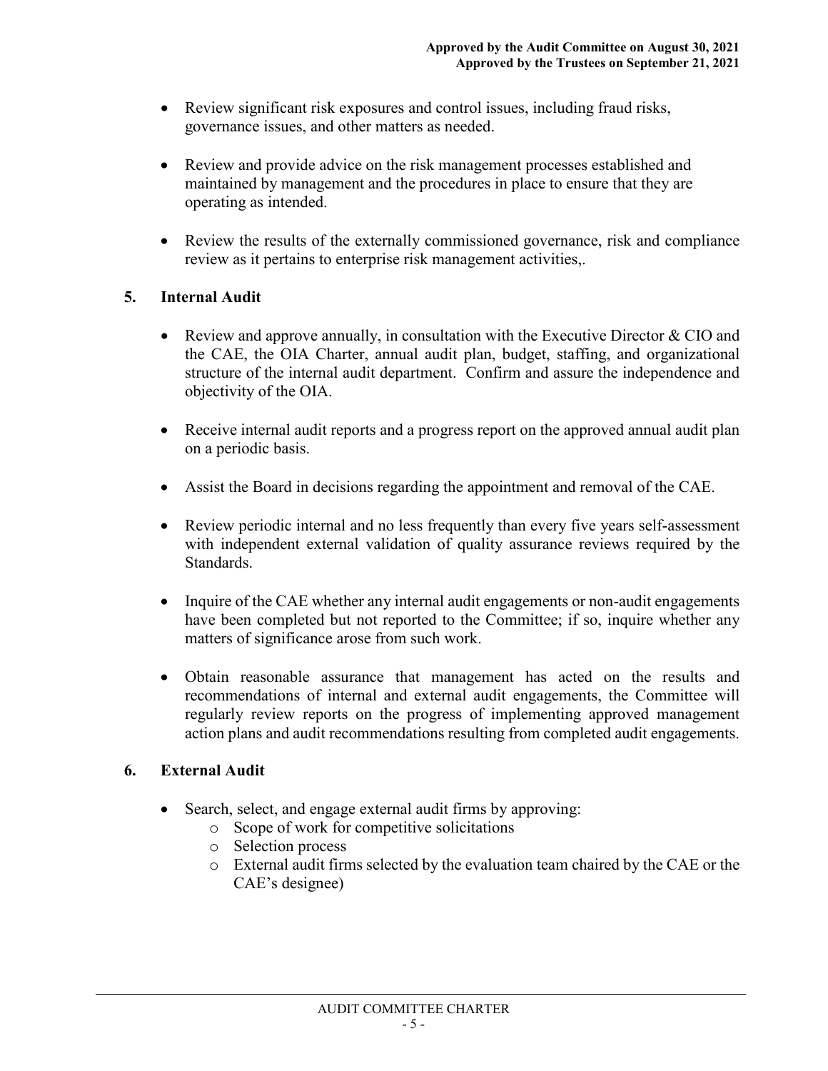- Review significant risk exposures and control issues, including fraud risks, governance issues, and other matters as needed.

- Review and provide advice on the risk management processes established and maintained by management and the procedures in place to ensure that they are operating as intended.

- Review the results of the externally commissioned governance, risk and compliance review as it pertains to enterprise risk management activities,.

## 5. Internal Audit

- Review and approve annually, in consultation with the Executive Director & CIO and the CAE, the OIA Charter, annual audit plan, budget, staffing, and organizational structure of the internal audit department. Confirm and assure the independence and objectivity of the OIA.

- Receive internal audit reports and a progress report on the approved annual audit plan on a periodic basis.

- Assist the Board in decisions regarding the appointment and removal of the CAE.

- Review periodic internal and no less frequently than every five years self-assessment with independent external validation of quality assurance reviews required by the Standards.

- Inquire of the CAE whether any internal audit engagements or non-audit engagements have been completed but not reported to the Committee; if so, inquire whether any matters of significance arose from such work.

- Obtain reasonable assurance that management has acted on the results and recommendations of internal and external audit engagements, the Committee will regularly review reports on the progress of implementing approved management action plans and audit recommendations resulting from completed audit engagements.

## 6. External Audit

- Search, select, and engage external audit firms by approving:
  - Scope of work for competitive solicitations
  - Selection process
  - External audit firms selected by the evaluation team chaired by the CAE or the CAE's designee)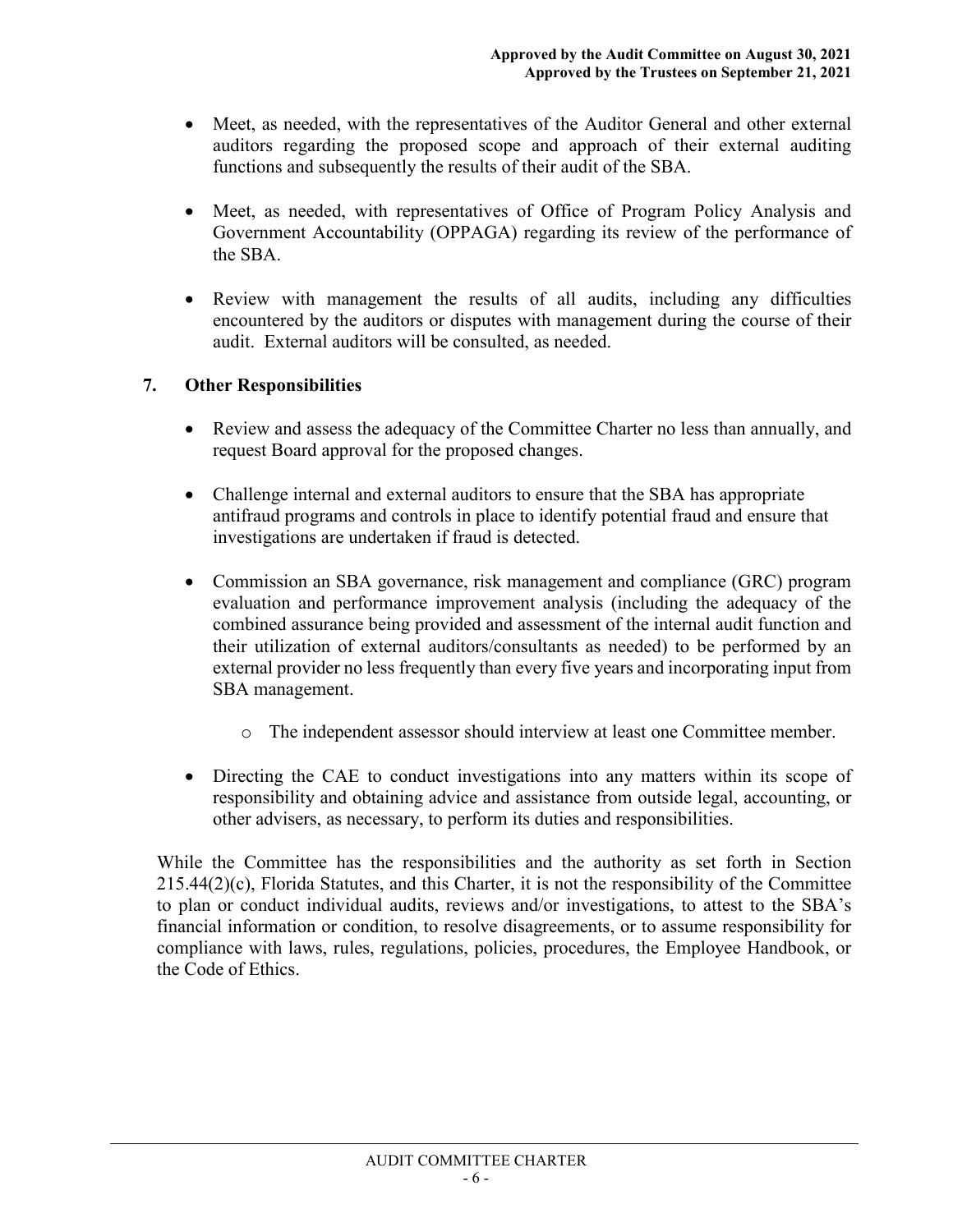- Meet, as needed, with the representatives of the Auditor General and other external auditors regarding the proposed scope and approach of their external auditing functions and subsequently the results of their audit of the SBA.

- Meet, as needed, with representatives of Office of Program Policy Analysis and Government Accountability (OPPAGA) regarding its review of the performance of the SBA.

- Review with management the results of all audits, including any difficulties encountered by the auditors or disputes with management during the course of their audit. External auditors will be consulted, as needed.

## 7. Other Responsibilities

- Review and assess the adequacy of the Committee Charter no less than annually, and request Board approval for the proposed changes.

- Challenge internal and external auditors to ensure that the SBA has appropriate antifraud programs and controls in place to identify potential fraud and ensure that investigations are undertaken if fraud is detected.

- Commission an SBA governance, risk management and compliance (GRC) program evaluation and performance improvement analysis (including the adequacy of the combined assurance being provided and assessment of the internal audit function and their utilization of external auditors/consultants as needed) to be performed by an external provider no less frequently than every five years and incorporating input from SBA management.
    - The independent assessor should interview at least one Committee member.

- Directing the CAE to conduct investigations into any matters within its scope of responsibility and obtaining advice and assistance from outside legal, accounting, or other advisers, as necessary, to perform its duties and responsibilities.

While the Committee has the responsibilities and the authority as set forth in Section 215.44(2)(c), Florida Statutes, and this Charter, it is not the responsibility of the Committee to plan or conduct individual audits, reviews and/or investigations, to attest to the SBA's financial information or condition, to resolve disagreements, or to assume responsibility for compliance with laws, rules, regulations, policies, procedures, the Employee Handbook, or the Code of Ethics.